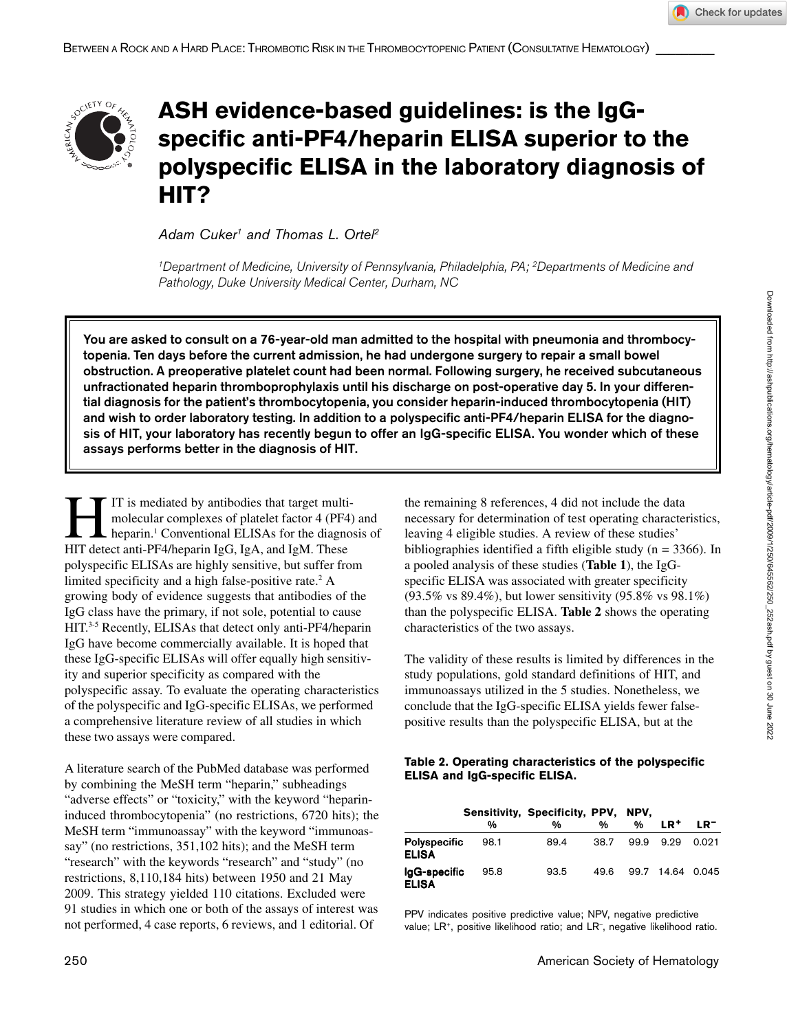# ASH evidence-based guidelines: is the IgG-specific anti-PF4/heparin ELISA superior to the polyspecific ELISA in the laboratory diagnosis of HIT?

*Adam Cuker*[1] *and Thomas L. Ortel*[2]

[1]*Department of Medicine, University of Pennsylvania, Philadelphia, PA;* [2]*Departments of Medicine and Pathology, Duke University Medical Center, Durham, NC*

**You are asked to consult on a 76-year-old man admitted to the hospital with pneumonia and thrombocytopenia. Ten days before the current admission, he had undergone surgery to repair a small bowel obstruction. A preoperative platelet count had been normal. Following surgery, he received subcutaneous unfractionated heparin thromboprophylaxis until his discharge on post-operative day 5. In your differential diagnosis for the patient's thrombocytopenia, you consider heparin-induced thrombocytopenia (HIT) and wish to order laboratory testing. In addition to a polyspecific anti-PF4/heparin ELISA for the diagnosis of HIT, your laboratory has recently begun to offer an IgG-specific ELISA. You wonder which of these assays performs better in the diagnosis of HIT.**

HIT is mediated by antibodies that target multimolecular complexes of platelet factor 4 (PF4) and heparin.[1] Conventional ELISAs for the diagnosis of HIT detect anti-PF4/heparin IgG, IgA, and IgM. These polyspecific ELISAs are highly sensitive, but suffer from limited specificity and a high false-positive rate.[2] A growing body of evidence suggests that antibodies of the IgG class have the primary, if not sole, potential to cause HIT.[3-5] Recently, ELISAs that detect only anti-PF4/heparin IgG have become commercially available. It is hoped that these IgG-specific ELISAs will offer equally high sensitivity and superior specificity as compared with the polyspecific assay. To evaluate the operating characteristics of the polyspecific and IgG-specific ELISAs, we performed a comprehensive literature review of all studies in which these two assays were compared.

A literature search of the PubMed database was performed by combining the MeSH term "heparin," subheadings "adverse effects" or "toxicity," with the keyword "heparin-induced thrombocytopenia" (no restrictions, 6720 hits); the MeSH term "immunoassay" with the keyword "immunoassay" (no restrictions, 351,102 hits); and the MeSH term "research" with the keywords "research" and "study" (no restrictions, 8,110,184 hits) between 1950 and 21 May 2009. This strategy yielded 110 citations. Excluded were 91 studies in which one or both of the assays of interest was not performed, 4 case reports, 6 reviews, and 1 editorial. Of the remaining 8 references, 4 did not include the data necessary for determination of test operating characteristics, leaving 4 eligible studies. A review of these studies' bibliographies identified a fifth eligible study (n = 3366). In a pooled analysis of these studies (**Table 1**), the IgG-specific ELISA was associated with greater specificity (93.5% vs 89.4%), but lower sensitivity (95.8% vs 98.1%) than the polyspecific ELISA. **Table 2** shows the operating characteristics of the two assays.

The validity of these results is limited by differences in the study populations, gold standard definitions of HIT, and immunoassays utilized in the 5 studies. Nonetheless, we conclude that the IgG-specific ELISA yields fewer false-positive results than the polyspecific ELISA, but at the

**Table 2. Operating characteristics of the polyspecific ELISA and IgG-specific ELISA.**

| | Sensitivity, % | Specificity, % | PPV, % | NPV, % | LR$^+$ | LR$^-$ |
|---|---|---|---|---|---|---|
| Polyspecific ELISA | 98.1 | 89.4 | 38.7 | 99.9 | 9.29 | 0.021 |
| IgG-specific ELISA | 95.8 | 93.5 | 49.6 | 99.7 | 14.64 | 0.045 |

PPV indicates positive predictive value; NPV, negative predictive value; LR$^+$, positive likelihood ratio; and LR$^-$, negative likelihood ratio.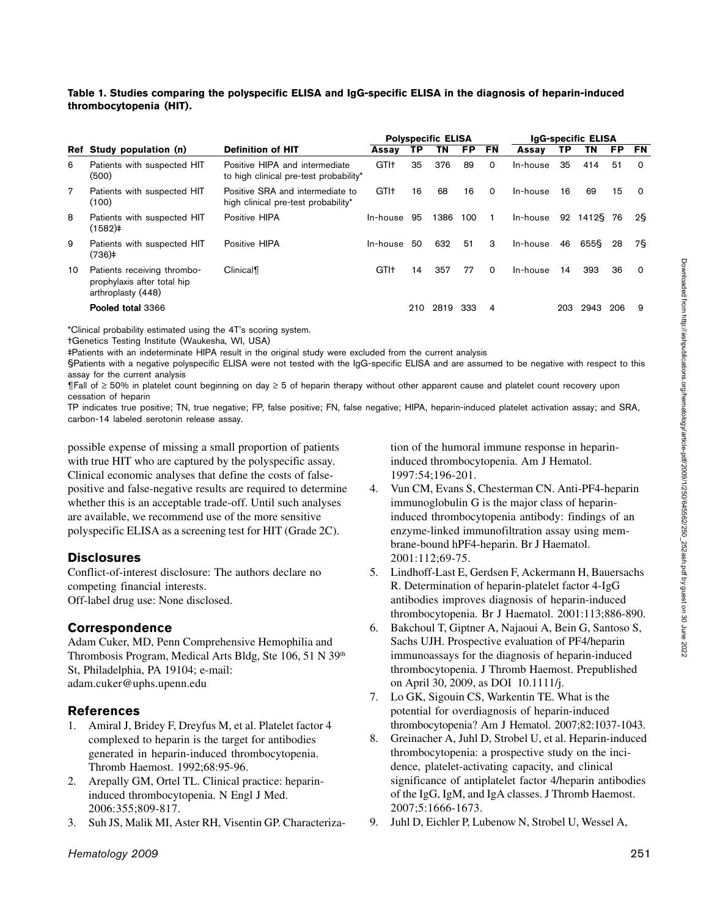**Table 1. Studies comparing the polyspecific ELISA and IgG-specific ELISA in the diagnosis of heparin-induced thrombocytopenia (HIT).**

| Ref | Study population (n) | Definition of HIT | Polyspecific ELISA | | | | | IgG-specific ELISA | | | | |
|---|---|---|---|---|---|---|---|---|---|---|---|---|
| | | | Assay | TP | TN | FP | FN | Assay | TP | TN | FP | FN |
| 6 | Patients with suspected HIT (500) | Positive HIPA and intermediate to high clinical pre-test probability* | GTI† | 35 | 376 | 89 | 0 | In-house | 35 | 414 | 51 | 0 |
| 7 | Patients with suspected HIT (100) | Positive SRA and intermediate to high clinical pre-test probability* | GTI† | 16 | 68 | 16 | 0 | In-house | 16 | 69 | 15 | 0 |
| 8 | Patients with suspected HIT (1582)‡ | Positive HIPA | In-house | 95 | 1386 | 100 | 1 | In-house | 92 | 1412§ | 76 | 2§ |
| 9 | Patients with suspected HIT (736)‡ | Positive HIPA | In-house | 50 | 632 | 51 | 3 | In-house | 46 | 655§ | 28 | 7§ |
| 10 | Patients receiving thromboprophylaxis after total hip arthroplasty (448) | Clinical¶ | GTI† | 14 | 357 | 77 | 0 | In-house | 14 | 393 | 36 | 0 |
| | **Pooled total** 3366 | | | 210 | 2819 | 333 | 4 | | 203 | 2943 | 206 | 9 |

*Clinical probability estimated using the 4T's scoring system.

†Genetics Testing Institute (Waukesha, WI, USA)

‡Patients with an indeterminate HIPA result in the original study were excluded from the current analysis

§Patients with a negative polyspecific ELISA were not tested with the IgG-specific ELISA and are assumed to be negative with respect to this assay for the current analysis

¶Fall of ≥ 50% in platelet count beginning on day ≥ 5 of heparin therapy without other apparent cause and platelet count recovery upon cessation of heparin

TP indicates true positive; TN, true negative; FP, false positive; FN, false negative; HIPA, heparin-induced platelet activation assay; and SRA, carbon-14 labeled serotonin release assay.

possible expense of missing a small proportion of patients with true HIT who are captured by the polyspecific assay. Clinical economic analyses that define the costs of false-positive and false-negative results are required to determine whether this is an acceptable trade-off. Until such analyses are available, we recommend use of the more sensitive polyspecific ELISA as a screening test for HIT (Grade 2C).

## Disclosures

Conflict-of-interest disclosure: The authors declare no competing financial interests.
Off-label drug use: None disclosed.

## Correspondence

Adam Cuker, MD, Penn Comprehensive Hemophilia and Thrombosis Program, Medical Arts Bldg, Ste 106, 51 N 39th St, Philadelphia, PA 19104; e-mail: adam.cuker@uphs.upenn.edu

## References

1. Amiral J, Bridey F, Dreyfus M, et al. Platelet factor 4 complexed to heparin is the target for antibodies generated in heparin-induced thrombocytopenia. Thromb Haemost. 1992;68:95-96.
2. Arepally GM, Ortel TL. Clinical practice: heparin-induced thrombocytopenia. N Engl J Med. 2006:355;809-817.
3. Suh JS, Malik MI, Aster RH, Visentin GP. Characterization of the humoral immune response in heparin-induced thrombocytopenia. Am J Hematol. 1997:54;196-201.
4. Vun CM, Evans S, Chesterman CN. Anti-PF4-heparin immunoglobulin G is the major class of heparin-induced thrombocytopenia antibody: findings of an enzyme-linked immunofiltration assay using membrane-bound hPF4-heparin. Br J Haematol. 2001:112;69-75.
5. Lindhoff-Last E, Gerdsen F, Ackermann H, Bauersachs R. Determination of heparin-platelet factor 4-IgG antibodies improves diagnosis of heparin-induced thrombocytopenia. Br J Haematol. 2001:113;886-890.
6. Bakchoul T, Giptner A, Najaoui A, Bein G, Santoso S, Sachs UJH. Prospective evaluation of PF4/heparin immunoassays for the diagnosis of heparin-induced thrombocytopenia. J Thromb Haemost. Prepublished on April 30, 2009, as DOI 10.1111/j.
7. Lo GK, Sigouin CS, Warkentin TE. What is the potential for overdiagnosis of heparin-induced thrombocytopenia? Am J Hematol. 2007;82:1037-1043.
8. Greinacher A, Juhl D, Strobel U, et al. Heparin-induced thrombocytopenia: a prospective study on the incidence, platelet-activating capacity, and clinical significance of antiplatelet factor 4/heparin antibodies of the IgG, IgM, and IgA classes. J Thromb Haemost. 2007;5:1666-1673.
9. Juhl D, Eichler P, Lubenow N, Strobel U, Wessel A,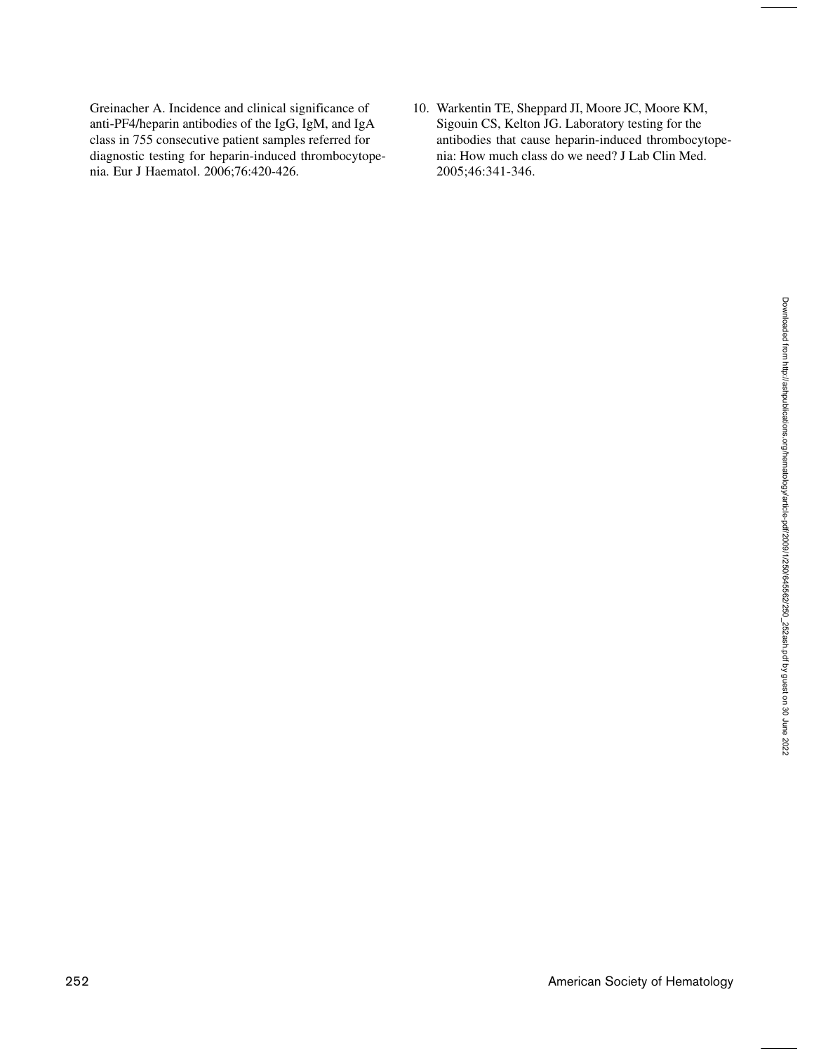Greinacher A. Incidence and clinical significance of anti-PF4/heparin antibodies of the IgG, IgM, and IgA class in 755 consecutive patient samples referred for diagnostic testing for heparin-induced thrombocytopenia. Eur J Haematol. 2006;76:420-426.

10. Warkentin TE, Sheppard JI, Moore JC, Moore KM, Sigouin CS, Kelton JG. Laboratory testing for the antibodies that cause heparin-induced thrombocytopenia: How much class do we need? J Lab Clin Med. 2005;46:341-346.